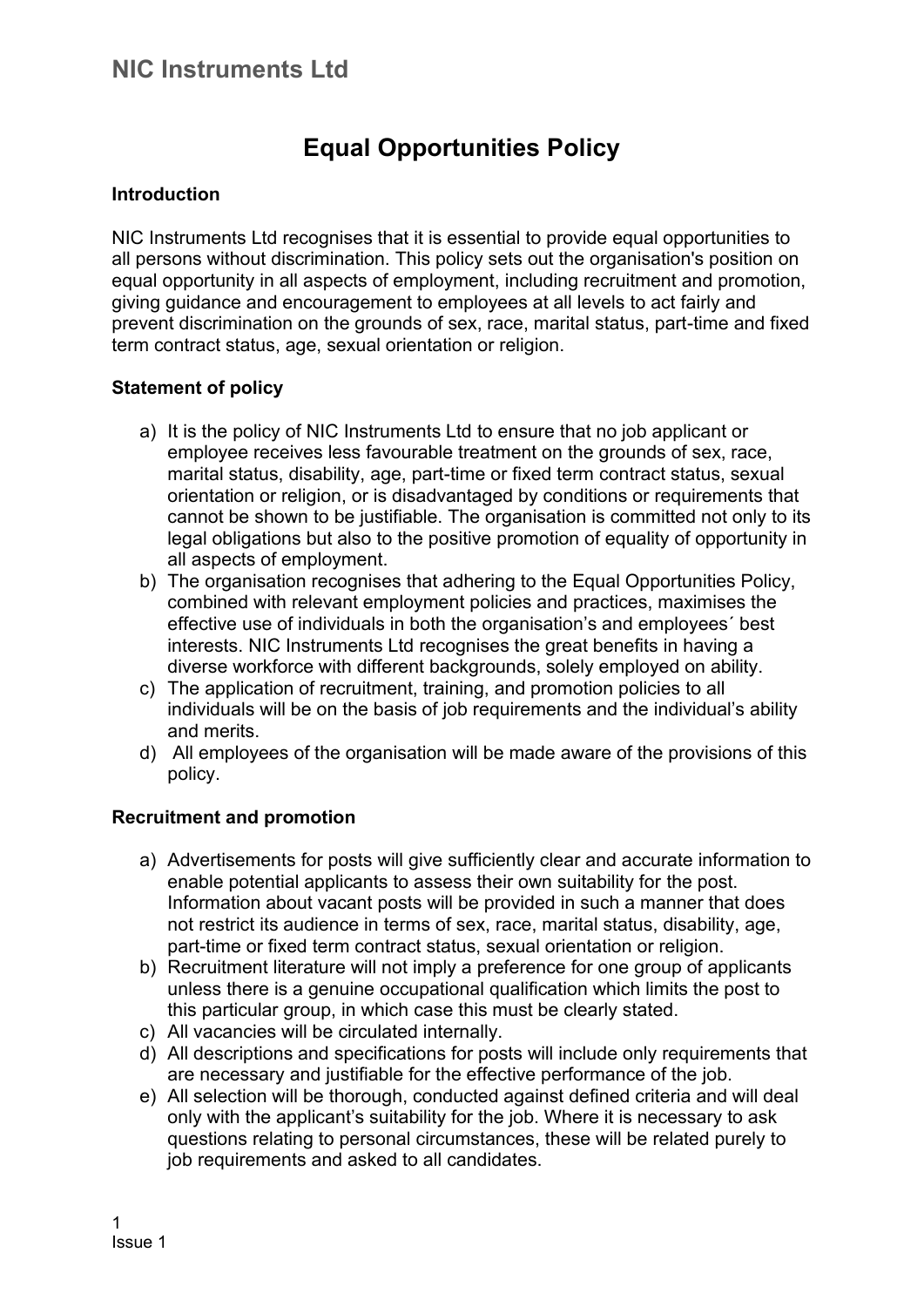# NIC Instruments Ltd

## Equal Opportunities Policy

**Introduction**

NIC Instruments Ltd recognises that it is essential to provide equal opportunities to all persons without discrimination. This policy sets out the organisation's position on equal opportunity in all aspects of employment, including recruitment and promotion, giving guidance and encouragement to employees at all levels to act fairly and prevent discrimination on the grounds of sex, race, marital status, part-time and fixed term contract status, age, sexual orientation or religion.

**Statement of policy**

a) It is the policy of NIC Instruments Ltd to ensure that no job applicant or employee receives less favourable treatment on the grounds of sex, race, marital status, disability, age, part-time or fixed term contract status, sexual orientation or religion, or is disadvantaged by conditions or requirements that cannot be shown to be justifiable. The organisation is committed not only to its legal obligations but also to the positive promotion of equality of opportunity in all aspects of employment.

b) The organisation recognises that adhering to the Equal Opportunities Policy, combined with relevant employment policies and practices, maximises the effective use of individuals in both the organisation's and employees´ best interests. NIC Instruments Ltd recognises the great benefits in having a diverse workforce with different backgrounds, solely employed on ability.

c) The application of recruitment, training, and promotion policies to all individuals will be on the basis of job requirements and the individual's ability and merits.

d) All employees of the organisation will be made aware of the provisions of this policy.

**Recruitment and promotion**

a) Advertisements for posts will give sufficiently clear and accurate information to enable potential applicants to assess their own suitability for the post. Information about vacant posts will be provided in such a manner that does not restrict its audience in terms of sex, race, marital status, disability, age, part-time or fixed term contract status, sexual orientation or religion.

b) Recruitment literature will not imply a preference for one group of applicants unless there is a genuine occupational qualification which limits the post to this particular group, in which case this must be clearly stated.

c) All vacancies will be circulated internally.

d) All descriptions and specifications for posts will include only requirements that are necessary and justifiable for the effective performance of the job.

e) All selection will be thorough, conducted against defined criteria and will deal only with the applicant's suitability for the job. Where it is necessary to ask questions relating to personal circumstances, these will be related purely to job requirements and asked to all candidates.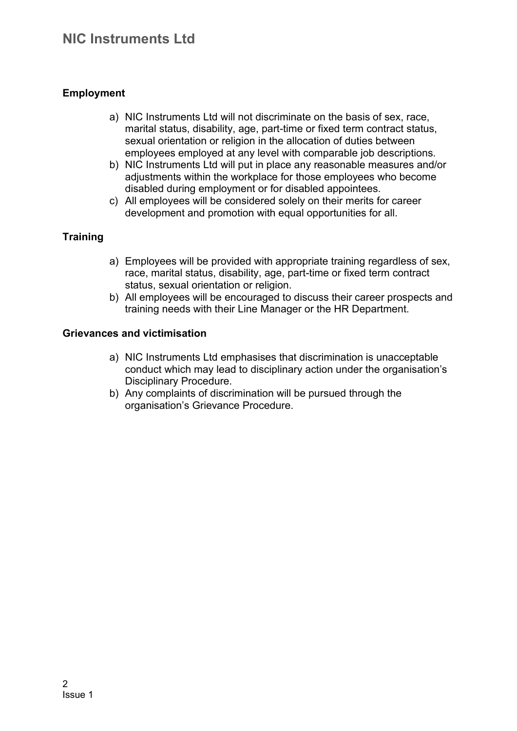### Employment

a) NIC Instruments Ltd will not discriminate on the basis of sex, race, marital status, disability, age, part-time or fixed term contract status, sexual orientation or religion in the allocation of duties between employees employed at any level with comparable job descriptions.
b) NIC Instruments Ltd will put in place any reasonable measures and/or adjustments within the workplace for those employees who become disabled during employment or for disabled appointees.
c) All employees will be considered solely on their merits for career development and promotion with equal opportunities for all.

### Training

a) Employees will be provided with appropriate training regardless of sex, race, marital status, disability, age, part-time or fixed term contract status, sexual orientation or religion.
b) All employees will be encouraged to discuss their career prospects and training needs with their Line Manager or the HR Department.

### Grievances and victimisation

a) NIC Instruments Ltd emphasises that discrimination is unacceptable conduct which may lead to disciplinary action under the organisation's Disciplinary Procedure.
b) Any complaints of discrimination will be pursued through the organisation's Grievance Procedure.